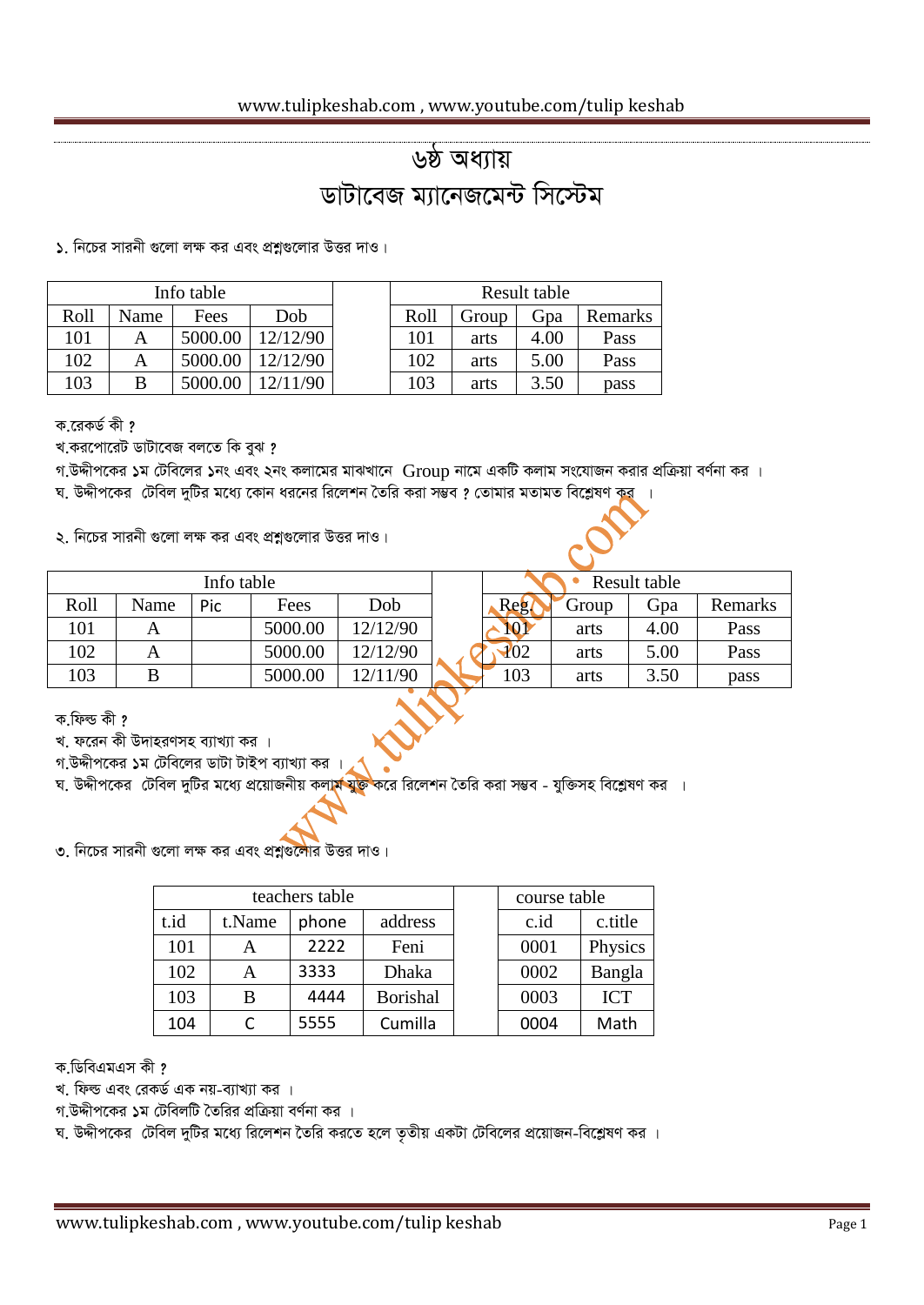# ৬ষ্ঠ অধ্যায়

# ডাটাবেজ ম্যানেজমেন্ট সিস্টেম

১. নিচের সারনী গুলো লক্ষ কর এবং প্রশ্নগুলোর উত্তর দাও।

| Info table | | | |
|---|---|---|---|
| Roll | Name | Fees | Dob |
| 101 | A | 5000.00 | 12/12/90 |
| 102 | A | 5000.00 | 12/12/90 |
| 103 | B | 5000.00 | 12/11/90 |

| Result table | | | |
|---|---|---|---|
| Roll | Group | Gpa | Remarks |
| 101 | arts | 4.00 | Pass |
| 102 | arts | 5.00 | Pass |
| 103 | arts | 3.50 | pass |

ক.রেকর্ড কী ?

খ.করপোরেট ডাটাবেজ বলতে কি বুঝ ?

গ.উদ্দীপকের ১ম টেবিলের ১নং এবং ২নং কলামের মাঝখানে Group নামে একটি কলাম সংযোজন করার প্রক্রিয়া বর্ণনা কর ।

ঘ. উদ্দীপকের টেবিল দুটির মধ্যে কোন ধরনের রিলেশন তৈরি করা সম্ভব ? তোমার মতামত বিশ্লেষণ কর ।

২. নিচের সারনী গুলো লক্ষ কর এবং প্রশ্নগুলোর উত্তর দাও।

| Info table | | | | |
|---|---|---|---|---|
| Roll | Name | Pic | Fees | Dob |
| 101 | A | | 5000.00 | 12/12/90 |
| 102 | A | | 5000.00 | 12/12/90 |
| 103 | B | | 5000.00 | 12/11/90 |

| Result table | | | |
|---|---|---|---|
| Reg | Group | Gpa | Remarks |
| 101 | arts | 4.00 | Pass |
| 102 | arts | 5.00 | Pass |
| 103 | arts | 3.50 | pass |

ক.ফিল্ড কী ?

খ. ফরেন কী উদাহরণসহ ব্যাখ্যা কর ।

গ.উদ্দীপকের ১ম টেবিলের ডাটা টাইপ ব্যাখ্যা কর ।

ঘ. উদ্দীপকের টেবিল দুটির মধ্যে প্রয়োজনীয় কলাম যুক্ত করে রিলেশন তৈরি করা সম্ভব - যুক্তিসহ বিশ্লেষণ কর ।

৩. নিচের সারনী গুলো লক্ষ কর এবং প্রশ্নগুলোর উত্তর দাও।

| teachers table | | | |
|---|---|---|---|
| t.id | t.Name | phone | address |
| 101 | A | 2222 | Feni |
| 102 | A | 3333 | Dhaka |
| 103 | B | 4444 | Borishal |
| 104 | C | 5555 | Cumilla |

| course table | |
|---|---|
| c.id | c.title |
| 0001 | Physics |
| 0002 | Bangla |
| 0003 | ICT |
| 0004 | Math |

ক.ডিবিএমএস কী ?

খ. ফিল্ড এবং রেকর্ড এক নয়-ব্যাখ্যা কর ।

গ.উদ্দীপকের ১ম টেবিলটি তৈরির প্রক্রিয়া বর্ণনা কর ।

ঘ. উদ্দীপকের টেবিল দুটির মধ্যে রিলেশন তৈরি করতে হলে তৃতীয় একটা টেবিলের প্রয়োজন-বিশ্লেষণ কর ।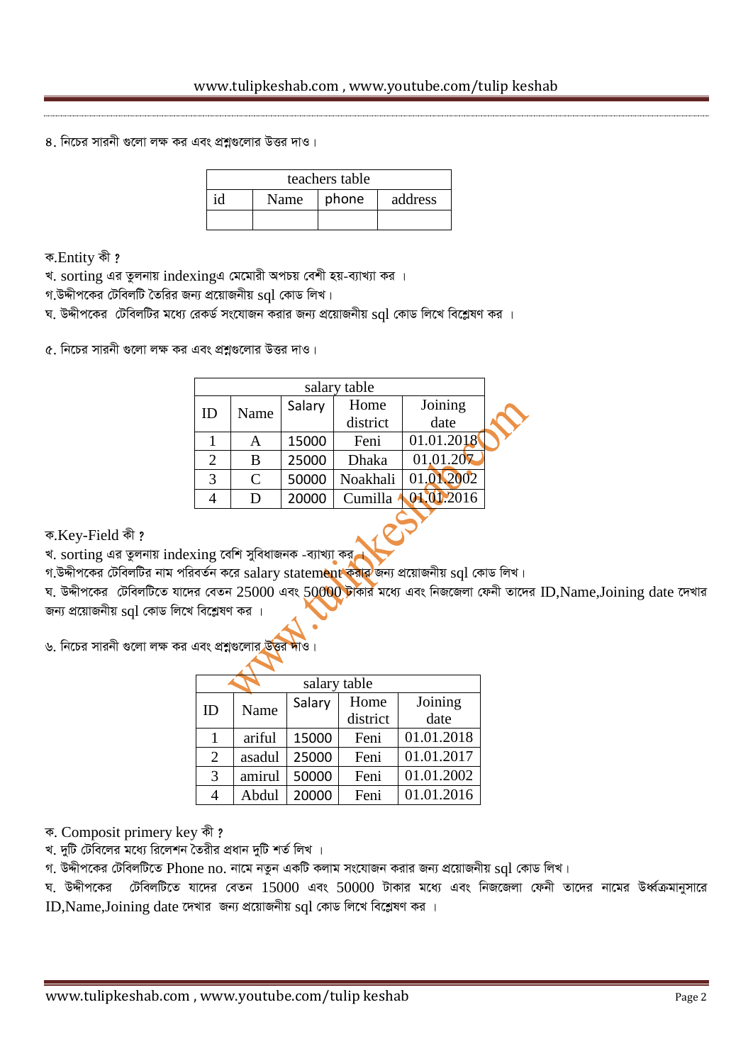৪. নিচের সারনী গুলো লক্ষ কর এবং প্রশ্নগুলোর উত্তর দাও।

| teachers table | | | |
|---|---|---|---|
| id | Name | phone | address |
| | | | |

ক.Entity কী ?
খ. sorting এর তুলনায় indexingএ মেমোরী অপচয় বেশী হয়-ব্যাখ্যা কর ।
গ.উদ্দীপকের টেবিলটি তৈরির জন্য প্রয়োজনীয় sql কোড লিখ।
ঘ. উদ্দীপকের টেবিলটির মধ্যে রেকর্ড সংযোজন করার জন্য প্রয়োজনীয় sql কোড লিখে বিশ্লেষণ কর ।

৫. নিচের সারনী গুলো লক্ষ কর এবং প্রশ্নগুলোর উত্তর দাও।

| salary table | | | | |
|---|---|---|---|---|
| ID | Name | Salary | Home district | Joining date |
| 1 | A | 15000 | Feni | 01.01.2018 |
| 2 | B | 25000 | Dhaka | 01.01.207 |
| 3 | C | 50000 | Noakhali | 01.01.2002 |
| 4 | D | 20000 | Cumilla | 01.01.2016 |

ক.Key-Field কী ?
খ. sorting এর তুলনায় indexing বেশি সুবিধাজনক -ব্যাখ্যা কর ।
গ.উদ্দীপকের টেবিলটির নাম পরিবর্তন করে salary statement করার জন্য প্রয়োজনীয় sql কোড লিখ।
ঘ. উদ্দীপকের টেবিলটিতে যাদের বেতন 25000 এবং 50000 টাকার মধ্যে এবং নিজজেলা ফেনী তাদের ID,Name,Joining date দেখার জন্য প্রয়োজনীয় sql কোড লিখে বিশ্লেষণ কর ।

৬. নিচের সারনী গুলো লক্ষ কর এবং প্রশ্নগুলোর উত্তর দাও।

| salary table | | | | |
|---|---|---|---|---|
| ID | Name | Salary | Home district | Joining date |
| 1 | ariful | 15000 | Feni | 01.01.2018 |
| 2 | asadul | 25000 | Feni | 01.01.2017 |
| 3 | amirul | 50000 | Feni | 01.01.2002 |
| 4 | Abdul | 20000 | Feni | 01.01.2016 |

ক. Composit primery key কী ?
খ. দুটি টেবিলের মধ্যে রিলেশন তৈরীর প্রধান দুটি শর্ত লিখ ।
গ. উদ্দীপকের টেবিলটিতে Phone no. নামে নতুন একটি কলাম সংযোজন করার জন্য প্রয়োজনীয় sql কোড লিখ।
ঘ. উদ্দীপকের টেবিলটিতে যাদের বেতন 15000 এবং 50000 টাকার মধ্যে এবং নিজজেলা ফেনী তাদের নামের উর্ধ্বক্রমানুসারে ID,Name,Joining date দেখার জন্য প্রয়োজনীয় sql কোড লিখে বিশ্লেষণ কর ।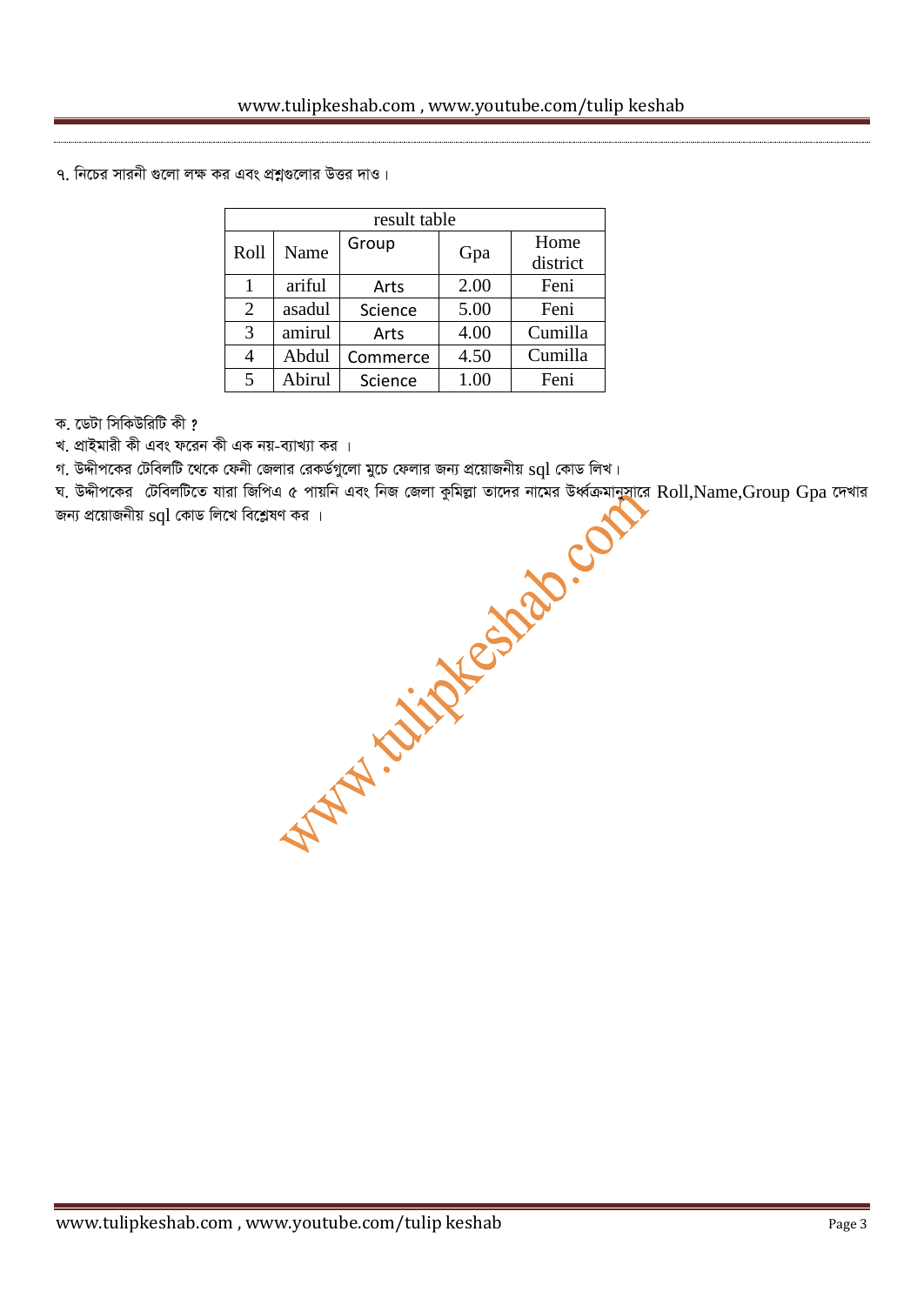৭. নিচের সারনী গুলো লক্ষ কর এবং প্রশ্নগুলোর উত্তর দাও।

| result table | | | | |
|---|---|---|---|---|
| Roll | Name | Group | Gpa | Home district |
| 1 | ariful | Arts | 2.00 | Feni |
| 2 | asadul | Science | 5.00 | Feni |
| 3 | amirul | Arts | 4.00 | Cumilla |
| 4 | Abdul | Commerce | 4.50 | Cumilla |
| 5 | Abirul | Science | 1.00 | Feni |

ক. ডেটা সিকিউরিটি কী ?

খ. প্রাইমারী কী এবং ফরেন কী এক নয়-ব্যাখ্যা কর ।

গ. উদ্দীপকের টেবিলটি থেকে ফেনী জেলার রেকর্ডগুলো মুচে ফেলার জন্য প্রয়োজনীয় sql কোড লিখ।

ঘ. উদ্দীপকের টেবিলটিতে যারা জিপিএ ৫ পায়নি এবং নিজ জেলা কুমিল্লা তাদের নামের উর্ধ্বক্রমানুসারে Roll,Name,Group Gpa দেখার জন্য প্রয়োজনীয় sql কোড লিখে বিশ্লেষণ কর ।